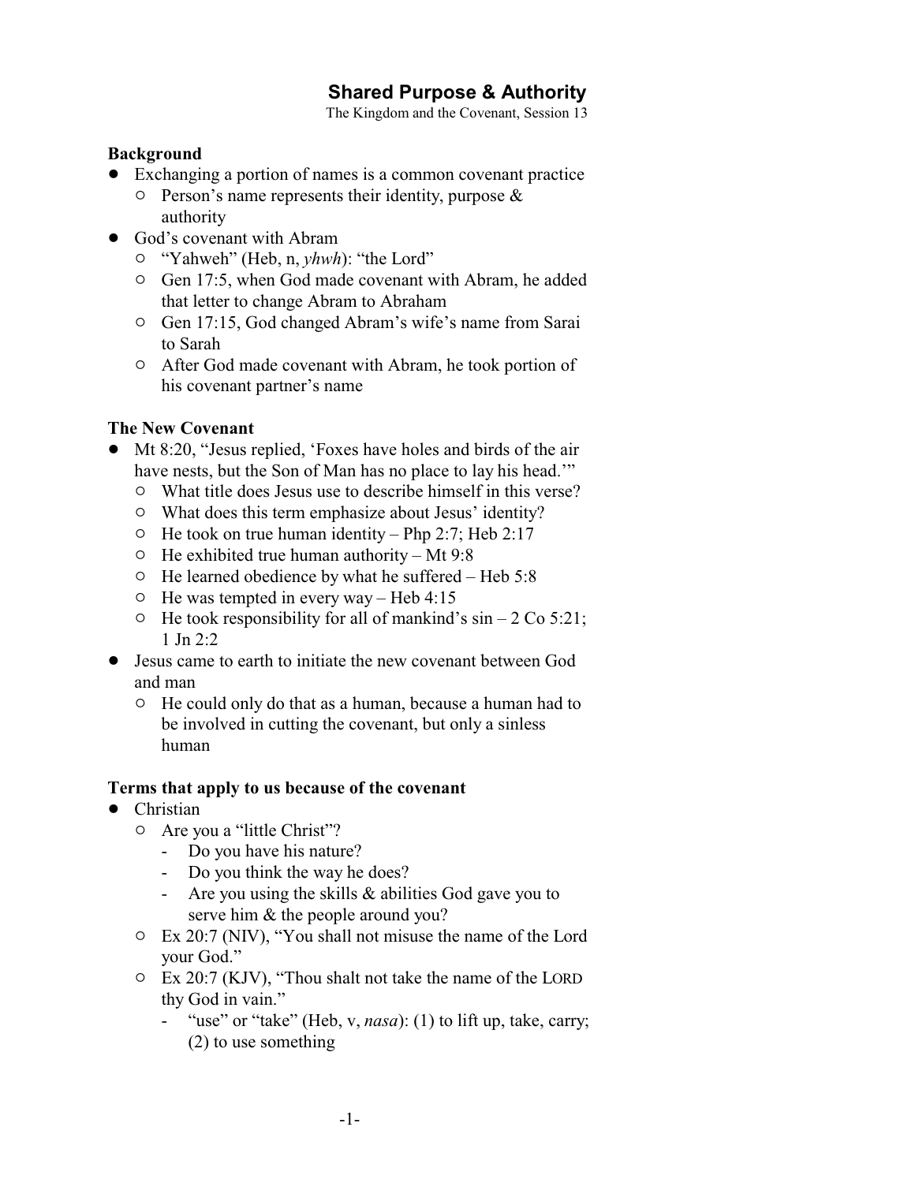# Shared Purpose & Authority

The Kingdom and the Covenant, Session 13

**Background**

- Exchanging a portion of names is a common covenant practice
  - Person's name represents their identity, purpose & authority
- God's covenant with Abram
  - "Yahweh" (Heb, n, *yhwh*): "the Lord"
  - Gen 17:5, when God made covenant with Abram, he added that letter to change Abram to Abraham
  - Gen 17:15, God changed Abram's wife's name from Sarai to Sarah
  - After God made covenant with Abram, he took portion of his covenant partner's name

**The New Covenant**

- Mt 8:20, "Jesus replied, 'Foxes have holes and birds of the air have nests, but the Son of Man has no place to lay his head.'"
  - What title does Jesus use to describe himself in this verse?
  - What does this term emphasize about Jesus' identity?
  - He took on true human identity – Php 2:7; Heb 2:17
  - He exhibited true human authority – Mt 9:8
  - He learned obedience by what he suffered – Heb 5:8
  - He was tempted in every way – Heb 4:15
  - He took responsibility for all of mankind's sin – 2 Co 5:21; 1 Jn 2:2
- Jesus came to earth to initiate the new covenant between God and man
  - He could only do that as a human, because a human had to be involved in cutting the covenant, but only a sinless human

**Terms that apply to us because of the covenant**

- Christian
  - Are you a "little Christ"?
    - Do you have his nature?
    - Do you think the way he does?
    - Are you using the skills & abilities God gave you to serve him & the people around you?
  - Ex 20:7 (NIV), "You shall not misuse the name of the Lord your God."
  - Ex 20:7 (KJV), "Thou shalt not take the name of the LORD thy God in vain."
    - "use" or "take" (Heb, v, *nasa*): (1) to lift up, take, carry; (2) to use something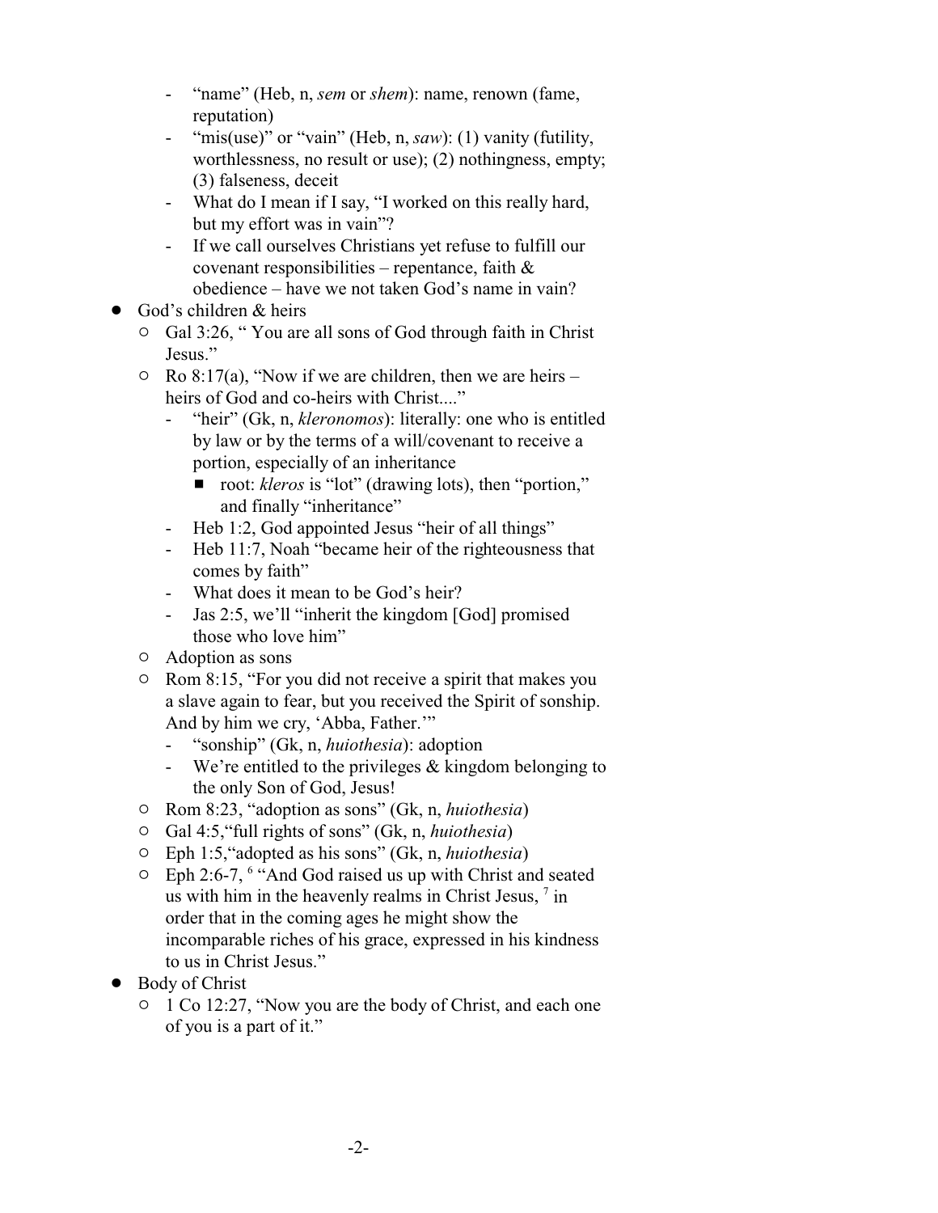- "name" (Heb, n, *sem* or *shem*): name, renown (fame, reputation)
    - "mis(use)" or "vain" (Heb, n, *saw*): (1) vanity (futility, worthlessness, no result or use); (2) nothingness, empty; (3) falseness, deceit
    - What do I mean if I say, "I worked on this really hard, but my effort was in vain"?
    - If we call ourselves Christians yet refuse to fulfill our covenant responsibilities – repentance, faith & obedience – have we not taken God's name in vain?

- God's children & heirs
  - Gal 3:26, " You are all sons of God through faith in Christ Jesus."
  - Ro 8:17(a), "Now if we are children, then we are heirs – heirs of God and co-heirs with Christ...."
    - "heir" (Gk, n, *kleronomos*): literally: one who is entitled by law or by the terms of a will/covenant to receive a portion, especially of an inheritance
      - root: *kleros* is "lot" (drawing lots), then "portion," and finally "inheritance"
    - Heb 1:2, God appointed Jesus "heir of all things"
    - Heb 11:7, Noah "became heir of the righteousness that comes by faith"
    - What does it mean to be God's heir?
    - Jas 2:5, we'll "inherit the kingdom [God] promised those who love him"
  - Adoption as sons
  - Rom 8:15, "For you did not receive a spirit that makes you a slave again to fear, but you received the Spirit of sonship. And by him we cry, 'Abba, Father.'"
    - "sonship" (Gk, n, *huiothesia*): adoption
    - We're entitled to the privileges & kingdom belonging to the only Son of God, Jesus!
  - Rom 8:23, "adoption as sons" (Gk, n, *huiothesia*)
  - Gal 4:5,"full rights of sons" (Gk, n, *huiothesia*)
  - Eph 1:5,"adopted as his sons" (Gk, n, *huiothesia*)
  - Eph 2:6-7, [6] "And God raised us up with Christ and seated us with him in the heavenly realms in Christ Jesus, [7] in order that in the coming ages he might show the incomparable riches of his grace, expressed in his kindness to us in Christ Jesus."

- Body of Christ
  - 1 Co 12:27, "Now you are the body of Christ, and each one of you is a part of it."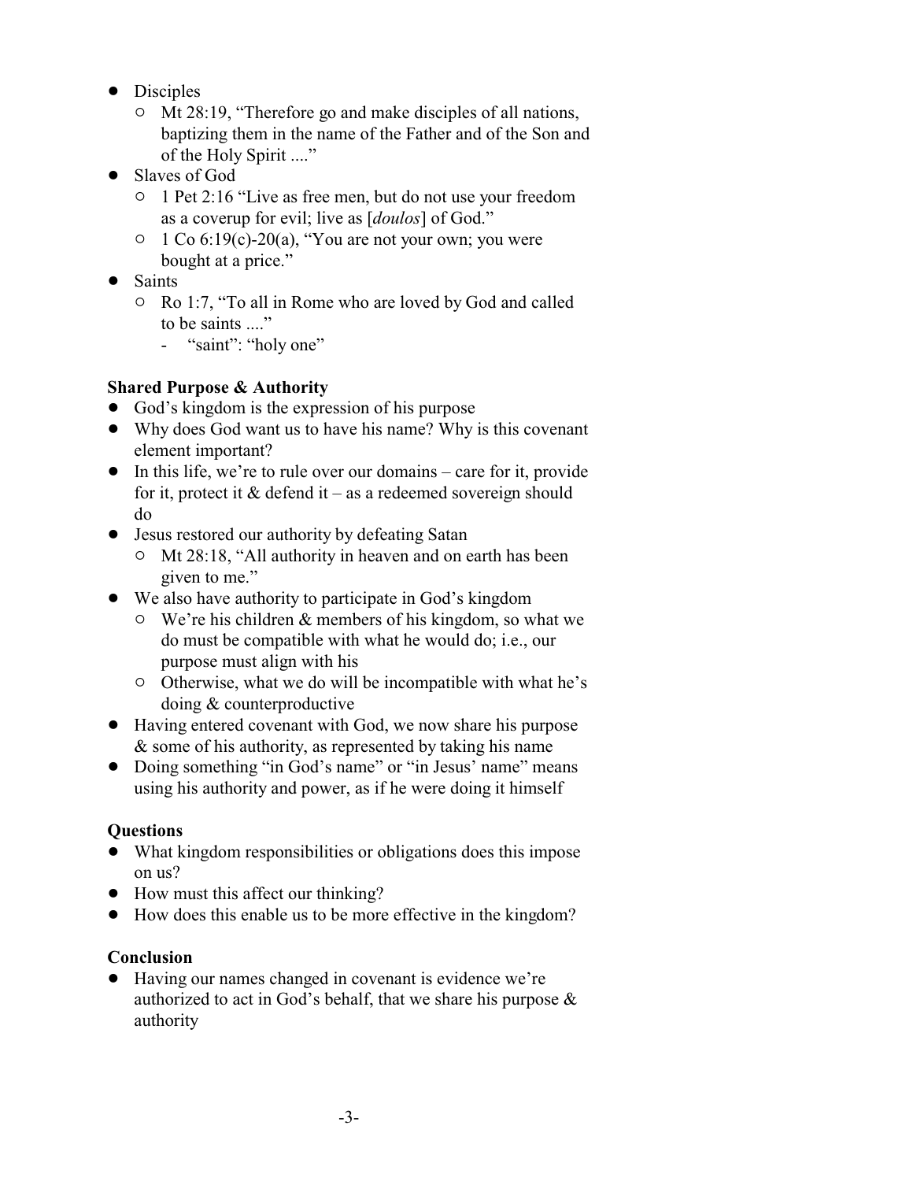- Disciples
  - Mt 28:19, "Therefore go and make disciples of all nations, baptizing them in the name of the Father and of the Son and of the Holy Spirit ...."
- Slaves of God
  - 1 Pet 2:16 "Live as free men, but do not use your freedom as a coverup for evil; live as [*doulos*] of God."
  - 1 Co 6:19(c)-20(a), "You are not your own; you were bought at a price."
- Saints
  - Ro 1:7, "To all in Rome who are loved by God and called to be saints ...."
    - "saint": "holy one"

**Shared Purpose & Authority**

- God's kingdom is the expression of his purpose
- Why does God want us to have his name? Why is this covenant element important?
- In this life, we're to rule over our domains – care for it, provide for it, protect it & defend it – as a redeemed sovereign should do
- Jesus restored our authority by defeating Satan
  - Mt 28:18, "All authority in heaven and on earth has been given to me."
- We also have authority to participate in God's kingdom
  - We're his children & members of his kingdom, so what we do must be compatible with what he would do; i.e., our purpose must align with his
  - Otherwise, what we do will be incompatible with what he's doing & counterproductive
- Having entered covenant with God, we now share his purpose & some of his authority, as represented by taking his name
- Doing something "in God's name" or "in Jesus' name" means using his authority and power, as if he were doing it himself

**Questions**

- What kingdom responsibilities or obligations does this impose on us?
- How must this affect our thinking?
- How does this enable us to be more effective in the kingdom?

**Conclusion**

- Having our names changed in covenant is evidence we're authorized to act in God's behalf, that we share his purpose & authority